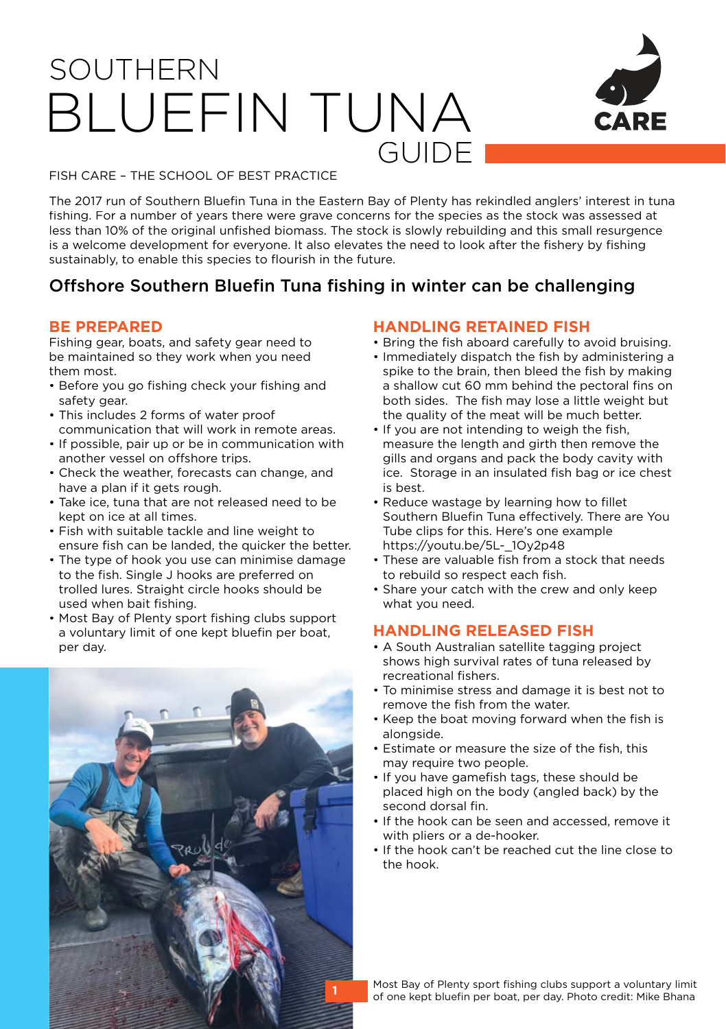# SOUTHERN BLUEFIN TUNA GUIDE

FISH CARE – THE SCHOOL OF BEST PRACTICE

The 2017 run of Southern Bluefin Tuna in the Eastern Bay of Plenty has rekindled anglers' interest in tuna fishing. For a number of years there were grave concerns for the species as the stock was assessed at less than 10% of the original unfished biomass. The stock is slowly rebuilding and this small resurgence is a welcome development for everyone. It also elevates the need to look after the fishery by fishing sustainably, to enable this species to flourish in the future.

## Offshore Southern Bluefin Tuna fishing in winter can be challenging

### BE PREPARED

Fishing gear, boats, and safety gear need to be maintained so they work when you need them most.

- Before you go fishing check your fishing and safety gear.
- This includes 2 forms of water proof communication that will work in remote areas.
- If possible, pair up or be in communication with another vessel on offshore trips.
- Check the weather, forecasts can change, and have a plan if it gets rough.
- Take ice, tuna that are not released need to be kept on ice at all times.
- Fish with suitable tackle and line weight to ensure fish can be landed, the quicker the better.
- The type of hook you use can minimise damage to the fish. Single J hooks are preferred on trolled lures. Straight circle hooks should be used when bait fishing.
- Most Bay of Plenty sport fishing clubs support a voluntary limit of one kept bluefin per boat, per day.

### HANDLING RETAINED FISH

- Bring the fish aboard carefully to avoid bruising.
- Immediately dispatch the fish by administering a spike to the brain, then bleed the fish by making a shallow cut 60 mm behind the pectoral fins on both sides. The fish may lose a little weight but the quality of the meat will be much better.
- If you are not intending to weigh the fish, measure the length and girth then remove the gills and organs and pack the body cavity with ice. Storage in an insulated fish bag or ice chest is best.
- Reduce wastage by learning how to fillet Southern Bluefin Tuna effectively. There are You Tube clips for this. Here's one example https://youtu.be/5L-_1Oy2p48
- These are valuable fish from a stock that needs to rebuild so respect each fish.
- Share your catch with the crew and only keep what you need.

### HANDLING RELEASED FISH

- A South Australian satellite tagging project shows high survival rates of tuna released by recreational fishers.
- To minimise stress and damage it is best not to remove the fish from the water.
- Keep the boat moving forward when the fish is alongside.
- Estimate or measure the size of the fish, this may require two people.
- If you have gamefish tags, these should be placed high on the body (angled back) by the second dorsal fin.
- If the hook can be seen and accessed, remove it with pliers or a de-hooker.
- If the hook can't be reached cut the line close to the hook.

Most Bay of Plenty sport fishing clubs support a voluntary limit of one kept bluefin per boat, per day. Photo credit: Mike Bhana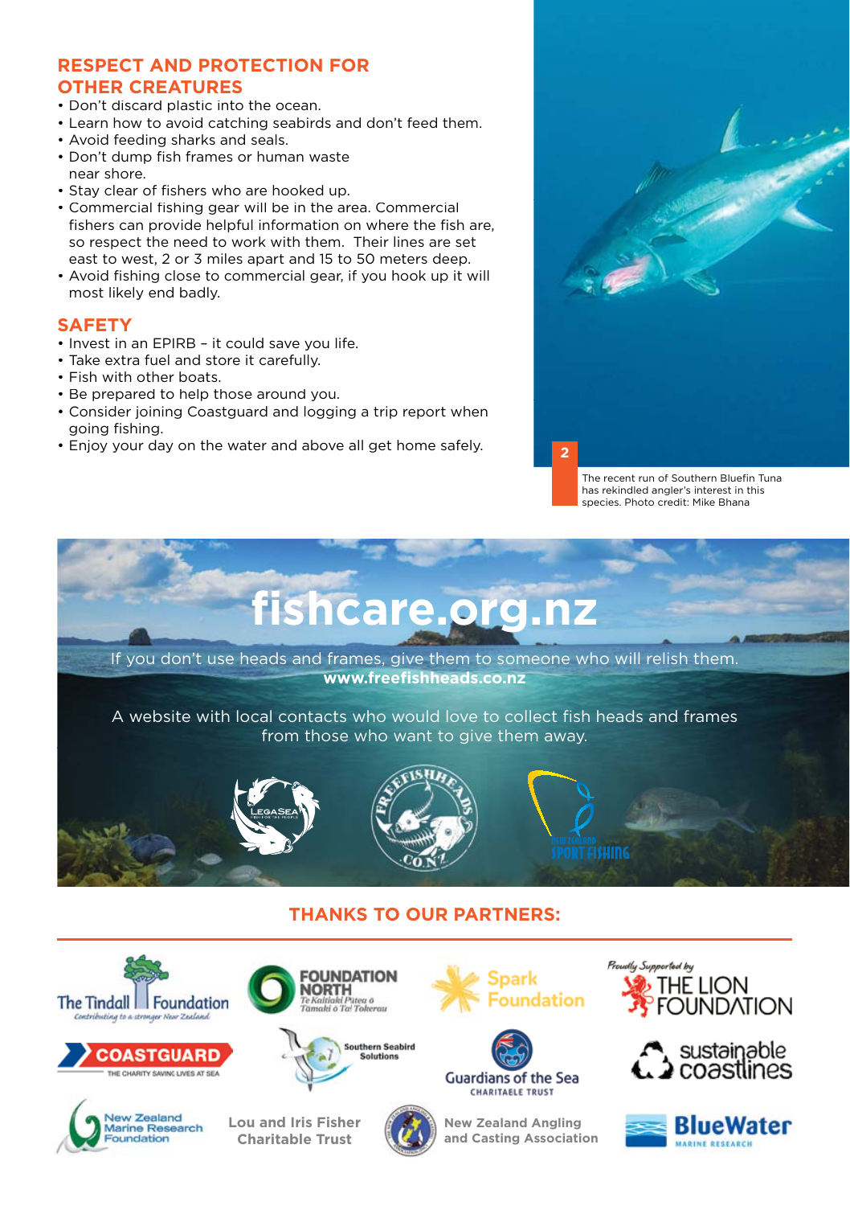## RESPECT AND PROTECTION FOR OTHER CREATURES

- Don't discard plastic into the ocean.
- Learn how to avoid catching seabirds and don't feed them.
- Avoid feeding sharks and seals.
- Don't dump fish frames or human waste near shore.
- Stay clear of fishers who are hooked up.
- Commercial fishing gear will be in the area. Commercial fishers can provide helpful information on where the fish are, so respect the need to work with them. Their lines are set east to west, 2 or 3 miles apart and 15 to 50 meters deep.
- Avoid fishing close to commercial gear, if you hook up it will most likely end badly.

## SAFETY

- Invest in an EPIRB – it could save you life.
- Take extra fuel and store it carefully.
- Fish with other boats.
- Be prepared to help those around you.
- Consider joining Coastguard and logging a trip report when going fishing.
- Enjoy your day on the water and above all get home safely.

The recent run of Southern Bluefin Tuna has rekindled angler's interest in this species. Photo credit: Mike Bhana

# fishcare.org.nz

If you don't use heads and frames, give them to someone who will relish them.
**www.freefishheads.co.nz**

A website with local contacts who would love to collect fish heads and frames from those who want to give them away.

## THANKS TO OUR PARTNERS:

The Tindall Foundation — Contributing to a stronger New Zealand
Foundation North — Te Kaitiaki Pūtea o Tāmaki ō Te Tai Tokerau
Spark Foundation
Proudly Supported by The Lion Foundation
Coastguard — The charity saving lives at sea
Southern Seabird Solutions
Guardians of the Sea Charitable Trust
sustainable coastlines
New Zealand Marine Research Foundation
Lou and Iris Fisher Charitable Trust
New Zealand Angling and Casting Association
BlueWater Marine Research